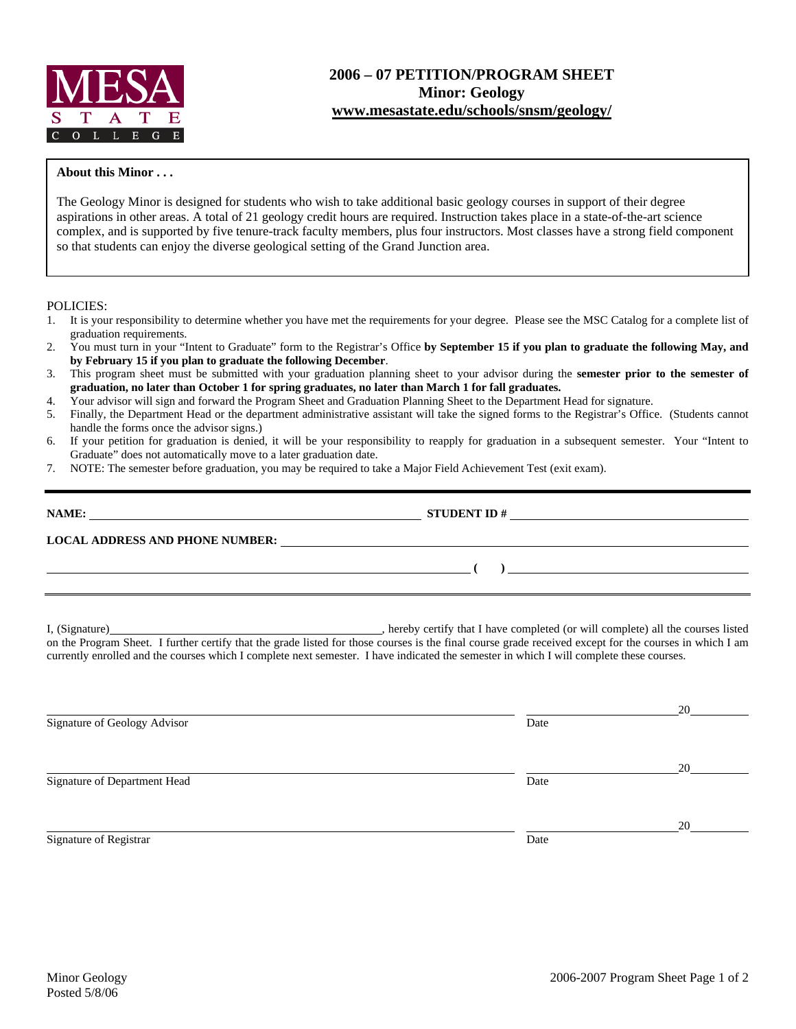MESA STATE COLLEGE

# 2006 – 07 PETITION/PROGRAM SHEET
## Minor: Geology
**www.mesastate.edu/schools/snsm/geology/**

**About this Minor . . .**

The Geology Minor is designed for students who wish to take additional basic geology courses in support of their degree aspirations in other areas. A total of 21 geology credit hours are required. Instruction takes place in a state-of-the-art science complex, and is supported by five tenure-track faculty members, plus four instructors. Most classes have a strong field component so that students can enjoy the diverse geological setting of the Grand Junction area.

POLICIES:

1. It is your responsibility to determine whether you have met the requirements for your degree. Please see the MSC Catalog for a complete list of graduation requirements.
2. You must turn in your "Intent to Graduate" form to the Registrar's Office **by September 15 if you plan to graduate the following May, and by February 15 if you plan to graduate the following December**.
3. This program sheet must be submitted with your graduation planning sheet to your advisor during the **semester prior to the semester of graduation, no later than October 1 for spring graduates, no later than March 1 for fall graduates.**
4. Your advisor will sign and forward the Program Sheet and Graduation Planning Sheet to the Department Head for signature.
5. Finally, the Department Head or the department administrative assistant will take the signed forms to the Registrar's Office. (Students cannot handle the forms once the advisor signs.)
6. If your petition for graduation is denied, it will be your responsibility to reapply for graduation in a subsequent semester. Your "Intent to Graduate" does not automatically move to a later graduation date.
7. NOTE: The semester before graduation, you may be required to take a Major Field Achievement Test (exit exam).

---

**NAME:** ______________________________ **STUDENT ID #** ______________________________

**LOCAL ADDRESS AND PHONE NUMBER:** ______________________________

______________________________ **( )** ______________________________

---

I, (Signature)______________________________, hereby certify that I have completed (or will complete) all the courses listed on the Program Sheet. I further certify that the grade listed for those courses is the final course grade received except for the courses in which I am currently enrolled and the courses which I complete next semester. I have indicated the semester in which I will complete these courses.

______________________________ ______________ 20______
Signature of Geology Advisor Date

______________________________ ______________ 20______
Signature of Department Head Date

______________________________ ______________ 20______
Signature of Registrar Date

Minor Geology
Posted 5/8/06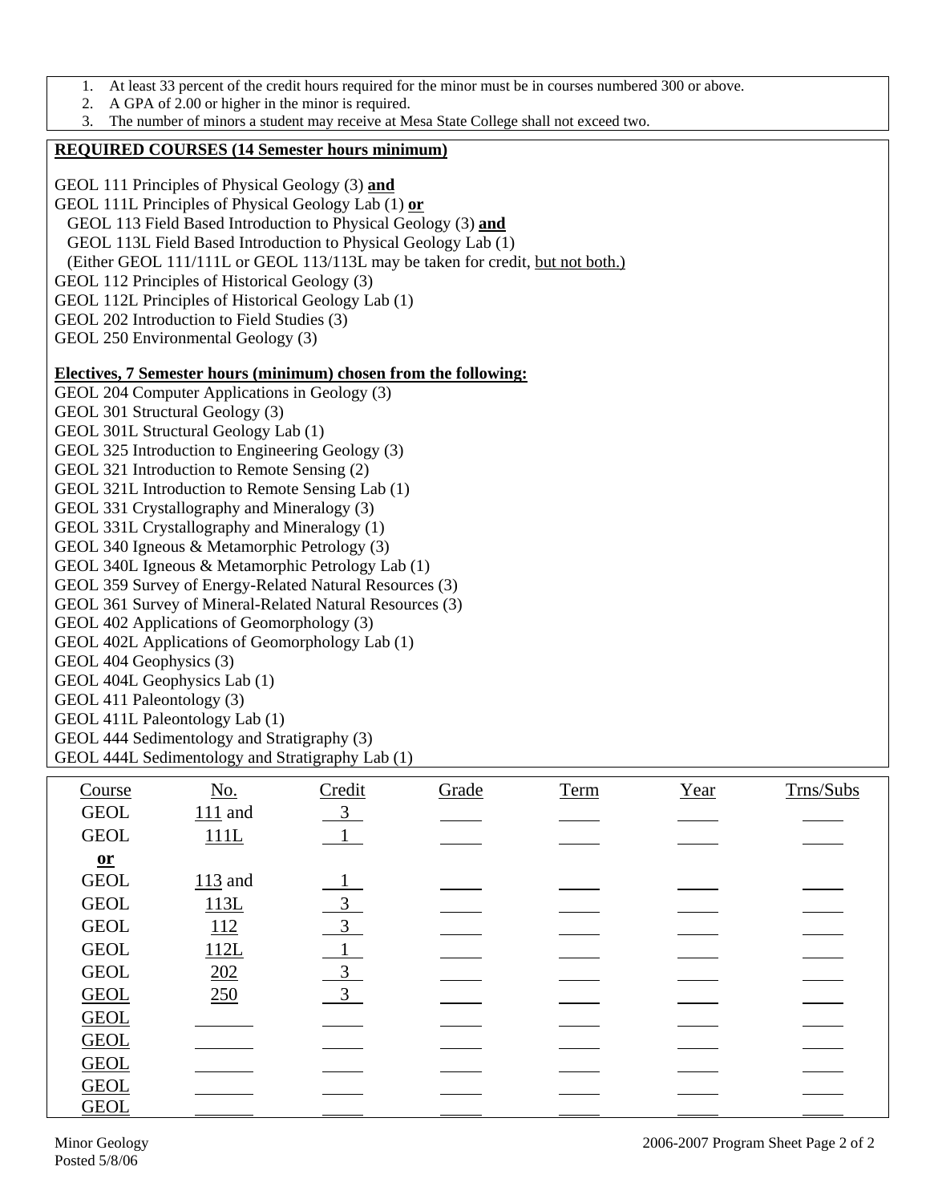1. At least 33 percent of the credit hours required for the minor must be in courses numbered 300 or above.
2. A GPA of 2.00 or higher in the minor is required.
3. The number of minors a student may receive at Mesa State College shall not exceed two.

**REQUIRED COURSES (14 Semester hours minimum)**

GEOL 111 Principles of Physical Geology (3) **and**
GEOL 111L Principles of Physical Geology Lab (1) **or**
GEOL 113 Field Based Introduction to Physical Geology (3) **and**
GEOL 113L Field Based Introduction to Physical Geology Lab (1)
(Either GEOL 111/111L or GEOL 113/113L may be taken for credit, but not both.)
GEOL 112 Principles of Historical Geology (3)
GEOL 112L Principles of Historical Geology Lab (1)
GEOL 202 Introduction to Field Studies (3)
GEOL 250 Environmental Geology (3)

**Electives, 7 Semester hours (minimum) chosen from the following:**

GEOL 204 Computer Applications in Geology (3)
GEOL 301 Structural Geology (3)
GEOL 301L Structural Geology Lab (1)
GEOL 325 Introduction to Engineering Geology (3)
GEOL 321 Introduction to Remote Sensing (2)
GEOL 321L Introduction to Remote Sensing Lab (1)
GEOL 331 Crystallography and Mineralogy (3)
GEOL 331L Crystallography and Mineralogy (1)
GEOL 340 Igneous & Metamorphic Petrology (3)
GEOL 340L Igneous & Metamorphic Petrology Lab (1)
GEOL 359 Survey of Energy-Related Natural Resources (3)
GEOL 361 Survey of Mineral-Related Natural Resources (3)
GEOL 402 Applications of Geomorphology (3)
GEOL 402L Applications of Geomorphology Lab (1)
GEOL 404 Geophysics (3)
GEOL 404L Geophysics Lab (1)
GEOL 411 Paleontology (3)
GEOL 411L Paleontology Lab (1)
GEOL 444 Sedimentology and Stratigraphy (3)
GEOL 444L Sedimentology and Stratigraphy Lab (1)

| Course | No. | Credit | Grade | Term | Year | Trns/Subs |
|---|---|---|---|---|---|---|
| GEOL | 111 and | 3 | | | | |
| GEOL | 111L | 1 | | | | |
| **or** | | | | | | |
| GEOL | 113 and | 1 | | | | |
| GEOL | 113L | 3 | | | | |
| GEOL | 112 | 3 | | | | |
| GEOL | 112L | 1 | | | | |
| GEOL | 202 | 3 | | | | |
| GEOL | 250 | 3 | | | | |
| GEOL | | | | | | |
| GEOL | | | | | | |
| GEOL | | | | | | |
| GEOL | | | | | | |
| GEOL | | | | | | |

Minor Geology
Posted 5/8/06